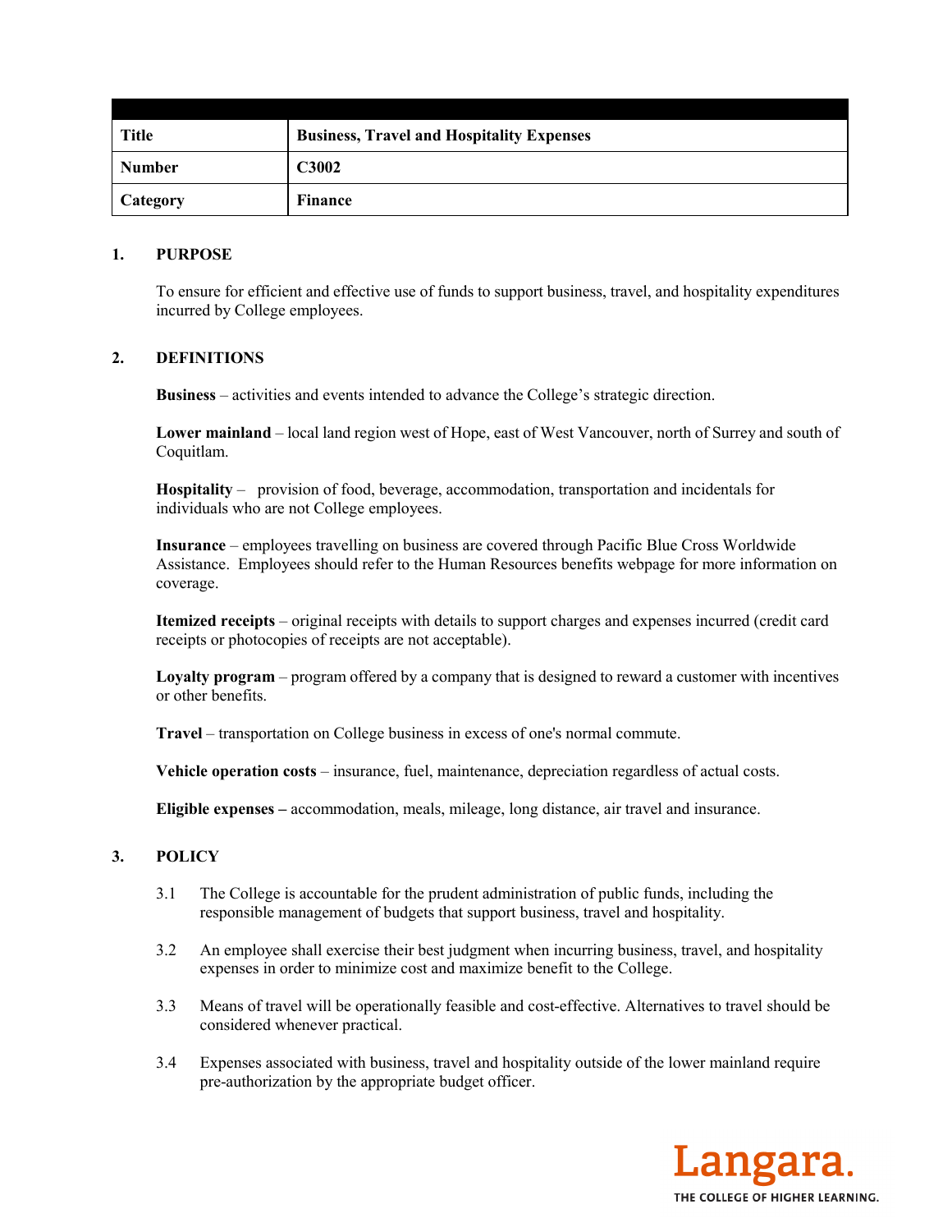| Title | Business, Travel and Hospitality Expenses |
| --- | --- |
| Number | C3002 |
| Category | Finance |

## 1. PURPOSE

To ensure for efficient and effective use of funds to support business, travel, and hospitality expenditures incurred by College employees.

## 2. DEFINITIONS

**Business** – activities and events intended to advance the College's strategic direction.

**Lower mainland** – local land region west of Hope, east of West Vancouver, north of Surrey and south of Coquitlam.

**Hospitality** – provision of food, beverage, accommodation, transportation and incidentals for individuals who are not College employees.

**Insurance** – employees travelling on business are covered through Pacific Blue Cross Worldwide Assistance. Employees should refer to the Human Resources benefits webpage for more information on coverage.

**Itemized receipts** – original receipts with details to support charges and expenses incurred (credit card receipts or photocopies of receipts are not acceptable).

**Loyalty program** – program offered by a company that is designed to reward a customer with incentives or other benefits.

**Travel** – transportation on College business in excess of one's normal commute.

**Vehicle operation costs** – insurance, fuel, maintenance, depreciation regardless of actual costs.

**Eligible expenses –** accommodation, meals, mileage, long distance, air travel and insurance.

## 3. POLICY

3.1 The College is accountable for the prudent administration of public funds, including the responsible management of budgets that support business, travel and hospitality.

3.2 An employee shall exercise their best judgment when incurring business, travel, and hospitality expenses in order to minimize cost and maximize benefit to the College.

3.3 Means of travel will be operationally feasible and cost-effective. Alternatives to travel should be considered whenever practical.

3.4 Expenses associated with business, travel and hospitality outside of the lower mainland require pre-authorization by the appropriate budget officer.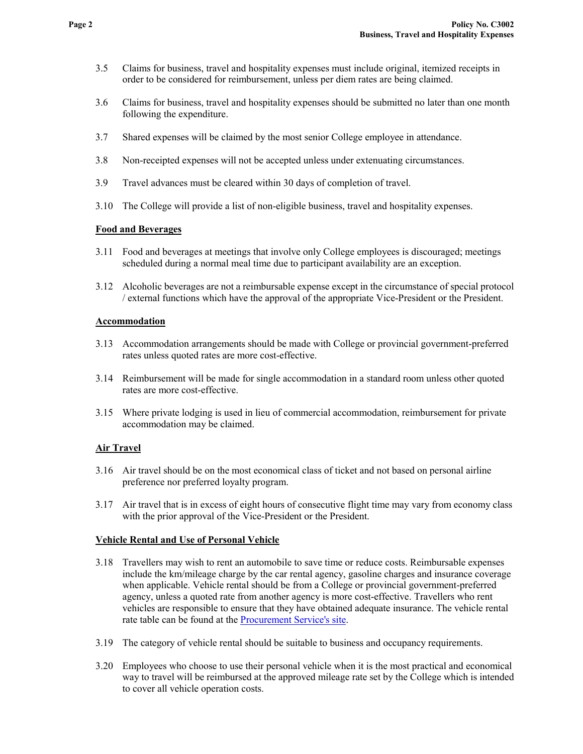3.5 Claims for business, travel and hospitality expenses must include original, itemized receipts in order to be considered for reimbursement, unless per diem rates are being claimed.

3.6 Claims for business, travel and hospitality expenses should be submitted no later than one month following the expenditure.

3.7 Shared expenses will be claimed by the most senior College employee in attendance.

3.8 Non-receipted expenses will not be accepted unless under extenuating circumstances.

3.9 Travel advances must be cleared within 30 days of completion of travel.

3.10 The College will provide a list of non-eligible business, travel and hospitality expenses.

**Food and Beverages**

3.11 Food and beverages at meetings that involve only College employees is discouraged; meetings scheduled during a normal meal time due to participant availability are an exception.

3.12 Alcoholic beverages are not a reimbursable expense except in the circumstance of special protocol / external functions which have the approval of the appropriate Vice-President or the President.

**Accommodation**

3.13 Accommodation arrangements should be made with College or provincial government-preferred rates unless quoted rates are more cost-effective.

3.14 Reimbursement will be made for single accommodation in a standard room unless other quoted rates are more cost-effective.

3.15 Where private lodging is used in lieu of commercial accommodation, reimbursement for private accommodation may be claimed.

**Air Travel**

3.16 Air travel should be on the most economical class of ticket and not based on personal airline preference nor preferred loyalty program.

3.17 Air travel that is in excess of eight hours of consecutive flight time may vary from economy class with the prior approval of the Vice-President or the President.

**Vehicle Rental and Use of Personal Vehicle**

3.18 Travellers may wish to rent an automobile to save time or reduce costs. Reimbursable expenses include the km/mileage charge by the car rental agency, gasoline charges and insurance coverage when applicable. Vehicle rental should be from a College or provincial government-preferred agency, unless a quoted rate from another agency is more cost-effective. Travellers who rent vehicles are responsible to ensure that they have obtained adequate insurance. The vehicle rental rate table can be found at the Procurement Service's site.

3.19 The category of vehicle rental should be suitable to business and occupancy requirements.

3.20 Employees who choose to use their personal vehicle when it is the most practical and economical way to travel will be reimbursed at the approved mileage rate set by the College which is intended to cover all vehicle operation costs.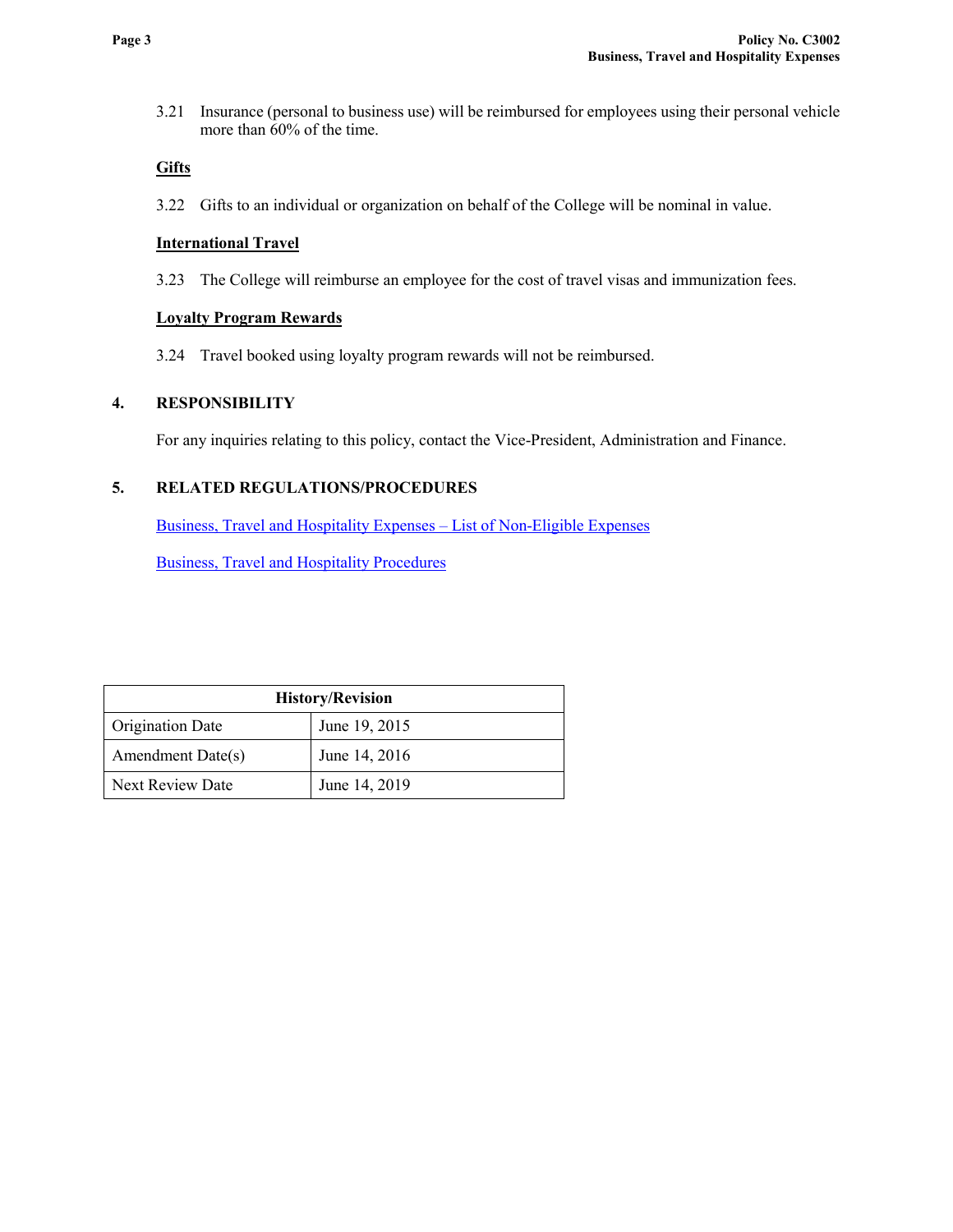3.21 Insurance (personal to business use) will be reimbursed for employees using their personal vehicle more than 60% of the time.

**Gifts**

3.22 Gifts to an individual or organization on behalf of the College will be nominal in value.

**International Travel**

3.23 The College will reimburse an employee for the cost of travel visas and immunization fees.

**Loyalty Program Rewards**

3.24 Travel booked using loyalty program rewards will not be reimbursed.

## 4. RESPONSIBILITY

For any inquiries relating to this policy, contact the Vice-President, Administration and Finance.

## 5. RELATED REGULATIONS/PROCEDURES

Business, Travel and Hospitality Expenses – List of Non-Eligible Expenses

Business, Travel and Hospitality Procedures

| History/Revision | |
|---|---|
| Origination Date | June 19, 2015 |
| Amendment Date(s) | June 14, 2016 |
| Next Review Date | June 14, 2019 |